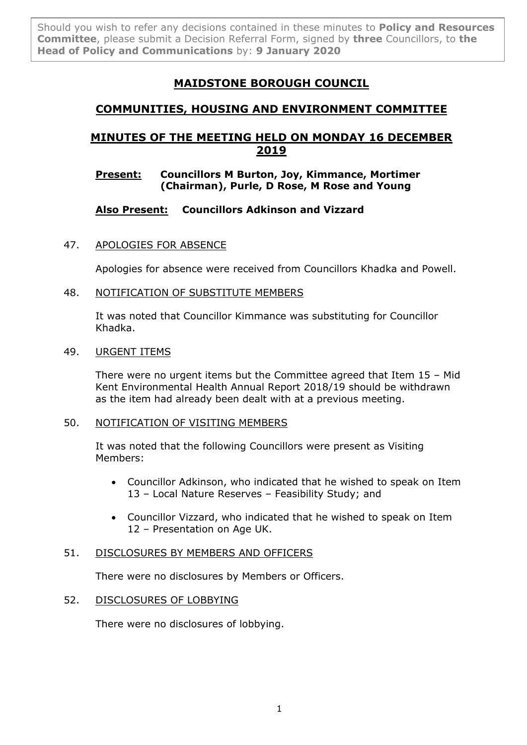Should you wish to refer any decisions contained in these minutes to **Policy and Resources Committee**, please submit a Decision Referral Form, signed by **three** Councillors, to **the Head of Policy and Communications** by: **9 January 2020**

# MAIDSTONE BOROUGH COUNCIL

## COMMUNITIES, HOUSING AND ENVIRONMENT COMMITTEE

## MINUTES OF THE MEETING HELD ON MONDAY 16 DECEMBER 2019

**Present:** **Councillors M Burton, Joy, Kimmance, Mortimer (Chairman), Purle, D Rose, M Rose and Young**

**Also Present:** **Councillors Adkinson and Vizzard**

47. APOLOGIES FOR ABSENCE

    Apologies for absence were received from Councillors Khadka and Powell.

48. NOTIFICATION OF SUBSTITUTE MEMBERS

    It was noted that Councillor Kimmance was substituting for Councillor Khadka.

49. URGENT ITEMS

    There were no urgent items but the Committee agreed that Item 15 – Mid Kent Environmental Health Annual Report 2018/19 should be withdrawn as the item had already been dealt with at a previous meeting.

50. NOTIFICATION OF VISITING MEMBERS

    It was noted that the following Councillors were present as Visiting Members:

    - Councillor Adkinson, who indicated that he wished to speak on Item 13 – Local Nature Reserves – Feasibility Study; and
    - Councillor Vizzard, who indicated that he wished to speak on Item 12 – Presentation on Age UK.

51. DISCLOSURES BY MEMBERS AND OFFICERS

    There were no disclosures by Members or Officers.

52. DISCLOSURES OF LOBBYING

    There were no disclosures of lobbying.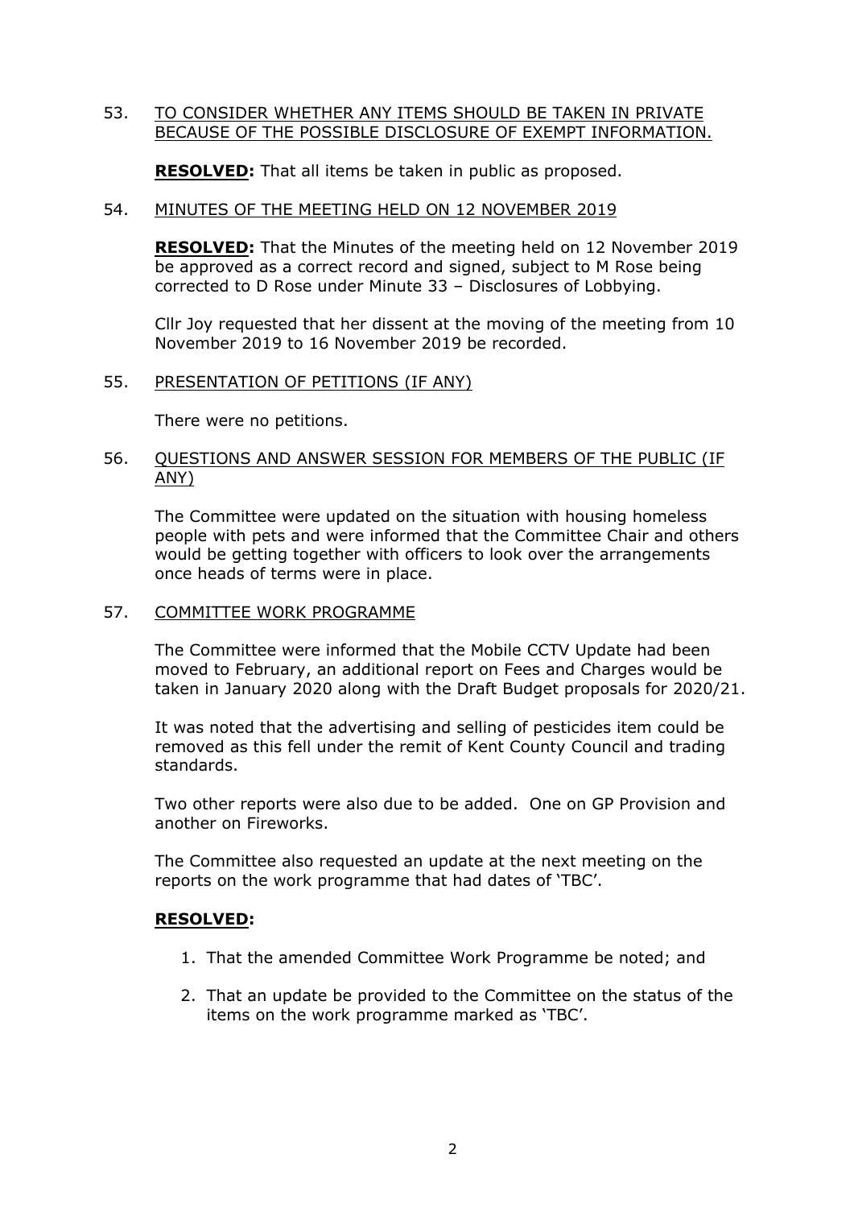53. <u>TO CONSIDER WHETHER ANY ITEMS SHOULD BE TAKEN IN PRIVATE BECAUSE OF THE POSSIBLE DISCLOSURE OF EXEMPT INFORMATION.</u>

    **RESOLVED:** That all items be taken in public as proposed.

54. <u>MINUTES OF THE MEETING HELD ON 12 NOVEMBER 2019</u>

    **RESOLVED:** That the Minutes of the meeting held on 12 November 2019 be approved as a correct record and signed, subject to M Rose being corrected to D Rose under Minute 33 – Disclosures of Lobbying.

    Cllr Joy requested that her dissent at the moving of the meeting from 10 November 2019 to 16 November 2019 be recorded.

55. <u>PRESENTATION OF PETITIONS (IF ANY)</u>

    There were no petitions.

56. <u>QUESTIONS AND ANSWER SESSION FOR MEMBERS OF THE PUBLIC (IF ANY)</u>

    The Committee were updated on the situation with housing homeless people with pets and were informed that the Committee Chair and others would be getting together with officers to look over the arrangements once heads of terms were in place.

57. <u>COMMITTEE WORK PROGRAMME</u>

    The Committee were informed that the Mobile CCTV Update had been moved to February, an additional report on Fees and Charges would be taken in January 2020 along with the Draft Budget proposals for 2020/21.

    It was noted that the advertising and selling of pesticides item could be removed as this fell under the remit of Kent County Council and trading standards.

    Two other reports were also due to be added. One on GP Provision and another on Fireworks.

    The Committee also requested an update at the next meeting on the reports on the work programme that had dates of 'TBC'.

    **<u>RESOLVED</u>:**

    1. That the amended Committee Work Programme be noted; and

    2. That an update be provided to the Committee on the status of the items on the work programme marked as 'TBC'.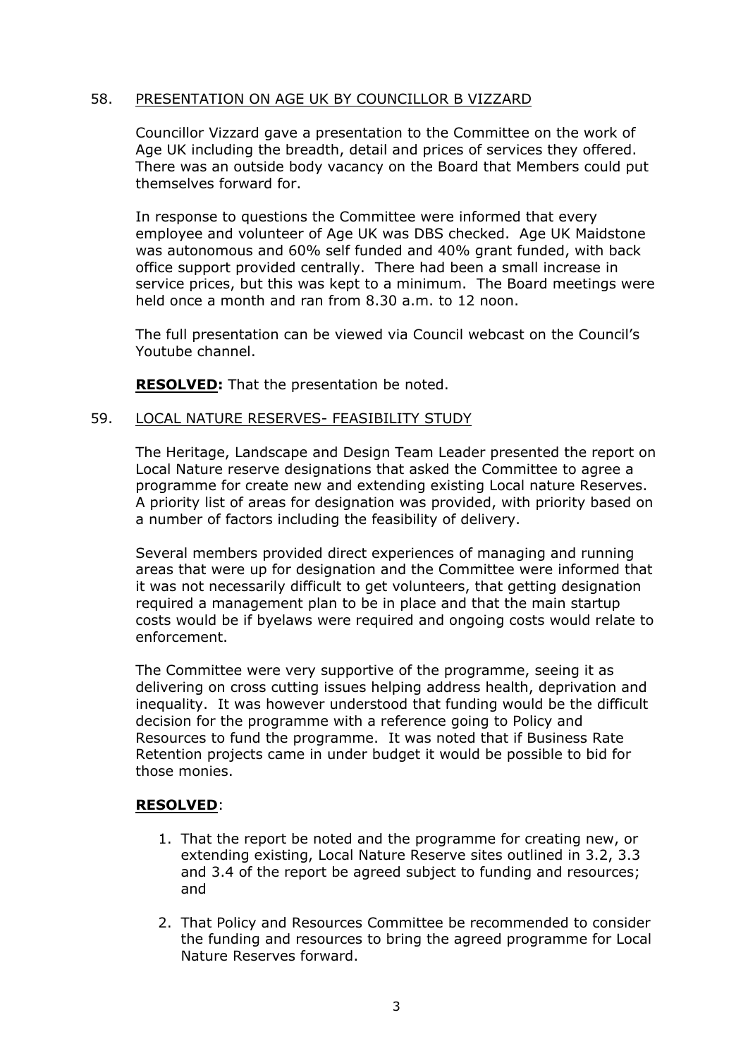58. PRESENTATION ON AGE UK BY COUNCILLOR B VIZZARD

Councillor Vizzard gave a presentation to the Committee on the work of Age UK including the breadth, detail and prices of services they offered. There was an outside body vacancy on the Board that Members could put themselves forward for.

In response to questions the Committee were informed that every employee and volunteer of Age UK was DBS checked. Age UK Maidstone was autonomous and 60% self funded and 40% grant funded, with back office support provided centrally. There had been a small increase in service prices, but this was kept to a minimum. The Board meetings were held once a month and ran from 8.30 a.m. to 12 noon.

The full presentation can be viewed via Council webcast on the Council's Youtube channel.

**RESOLVED:** That the presentation be noted.

59. LOCAL NATURE RESERVES- FEASIBILITY STUDY

The Heritage, Landscape and Design Team Leader presented the report on Local Nature reserve designations that asked the Committee to agree a programme for create new and extending existing Local nature Reserves. A priority list of areas for designation was provided, with priority based on a number of factors including the feasibility of delivery.

Several members provided direct experiences of managing and running areas that were up for designation and the Committee were informed that it was not necessarily difficult to get volunteers, that getting designation required a management plan to be in place and that the main startup costs would be if byelaws were required and ongoing costs would relate to enforcement.

The Committee were very supportive of the programme, seeing it as delivering on cross cutting issues helping address health, deprivation and inequality. It was however understood that funding would be the difficult decision for the programme with a reference going to Policy and Resources to fund the programme. It was noted that if Business Rate Retention projects came in under budget it would be possible to bid for those monies.

**RESOLVED**:

1. That the report be noted and the programme for creating new, or extending existing, Local Nature Reserve sites outlined in 3.2, 3.3 and 3.4 of the report be agreed subject to funding and resources; and

2. That Policy and Resources Committee be recommended to consider the funding and resources to bring the agreed programme for Local Nature Reserves forward.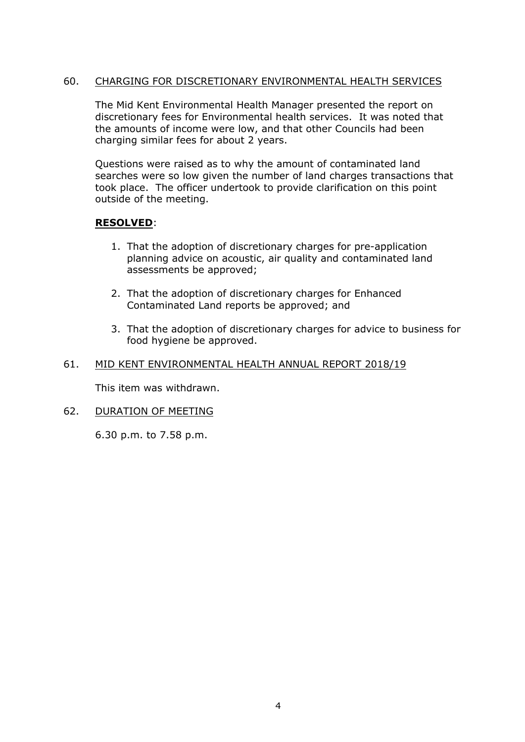60. CHARGING FOR DISCRETIONARY ENVIRONMENTAL HEALTH SERVICES

The Mid Kent Environmental Health Manager presented the report on discretionary fees for Environmental health services. It was noted that the amounts of income were low, and that other Councils had been charging similar fees for about 2 years.

Questions were raised as to why the amount of contaminated land searches were so low given the number of land charges transactions that took place. The officer undertook to provide clarification on this point outside of the meeting.

**RESOLVED**:

1. That the adoption of discretionary charges for pre-application planning advice on acoustic, air quality and contaminated land assessments be approved;

2. That the adoption of discretionary charges for Enhanced Contaminated Land reports be approved; and

3. That the adoption of discretionary charges for advice to business for food hygiene be approved.

61. MID KENT ENVIRONMENTAL HEALTH ANNUAL REPORT 2018/19

This item was withdrawn.

62. DURATION OF MEETING

6.30 p.m. to 7.58 p.m.